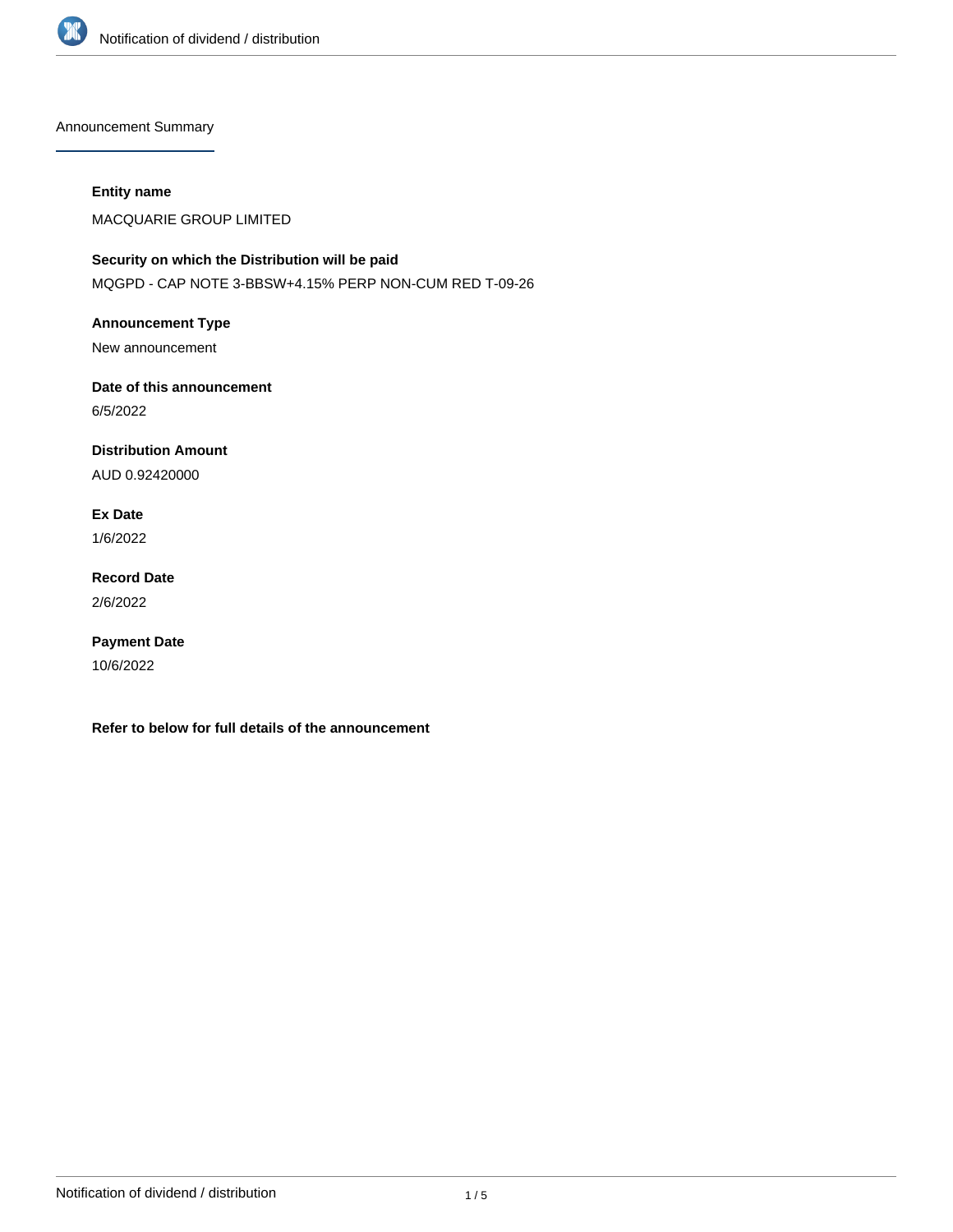Announcement Summary

**Entity name**

MACQUARIE GROUP LIMITED

**Security on which the Distribution will be paid**

MQGPD - CAP NOTE 3-BBSW+4.15% PERP NON-CUM RED T-09-26

**Announcement Type**

New announcement

**Date of this announcement**

6/5/2022

**Distribution Amount**

AUD 0.92420000

**Ex Date**

1/6/2022

**Record Date**

2/6/2022

**Payment Date**

10/6/2022

**Refer to below for full details of the announcement**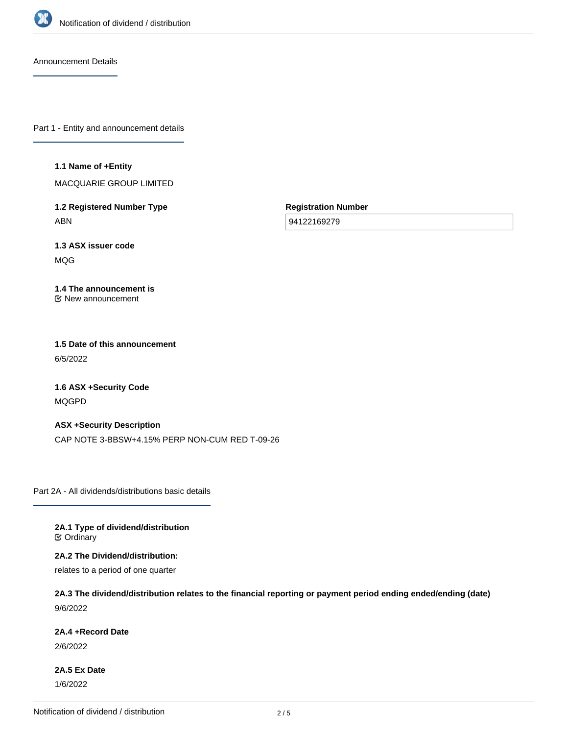## Announcement Details

### Part 1 - Entity and announcement details

**1.1 Name of +Entity**

MACQUARIE GROUP LIMITED

**1.2 Registered Number Type**

ABN

**Registration Number**

94122169279

**1.3 ASX issuer code**

MQG

**1.4 The announcement is**

New announcement

**1.5 Date of this announcement**

6/5/2022

**1.6 ASX +Security Code**

MQGPD

**ASX +Security Description**

CAP NOTE 3-BBSW+4.15% PERP NON-CUM RED T-09-26

### Part 2A - All dividends/distributions basic details

**2A.1 Type of dividend/distribution**

Ordinary

**2A.2 The Dividend/distribution:**

relates to a period of one quarter

**2A.3 The dividend/distribution relates to the financial reporting or payment period ending ended/ending (date)**

9/6/2022

**2A.4 +Record Date**

2/6/2022

**2A.5 Ex Date**

1/6/2022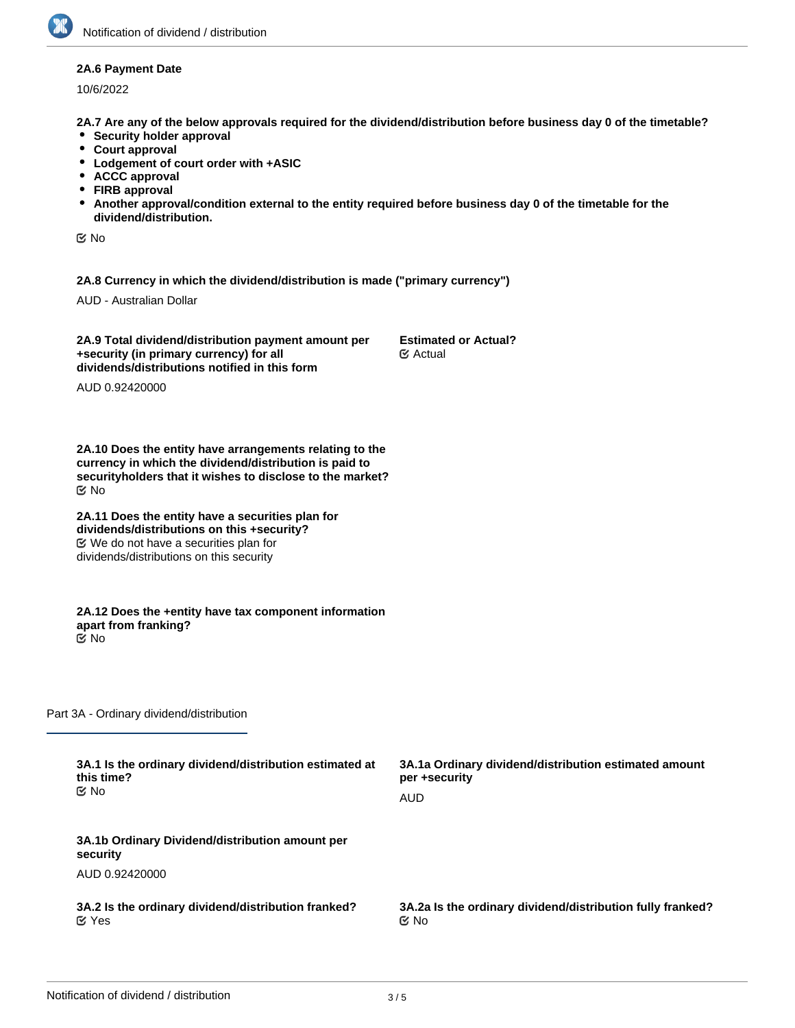**2A.6 Payment Date**

10/6/2022

**2A.7 Are any of the below approvals required for the dividend/distribution before business day 0 of the timetable?**

- **Security holder approval**
- **Court approval**
- **Lodgement of court order with +ASIC**
- **ACCC approval**
- **FIRB approval**
- **Another approval/condition external to the entity required before business day 0 of the timetable for the dividend/distribution.**

☑ No

**2A.8 Currency in which the dividend/distribution is made ("primary currency")**

AUD - Australian Dollar

**2A.9 Total dividend/distribution payment amount per +security (in primary currency) for all dividends/distributions notified in this form**

AUD 0.92420000

**Estimated or Actual?**
☑ Actual

**2A.10 Does the entity have arrangements relating to the currency in which the dividend/distribution is paid to securityholders that it wishes to disclose to the market?**
☑ No

**2A.11 Does the entity have a securities plan for dividends/distributions on this +security?**
☑ We do not have a securities plan for dividends/distributions on this security

**2A.12 Does the +entity have tax component information apart from franking?**
☑ No

## Part 3A - Ordinary dividend/distribution

**3A.1 Is the ordinary dividend/distribution estimated at this time?**
☑ No

**3A.1a Ordinary dividend/distribution estimated amount per +security**

AUD

**3A.1b Ordinary Dividend/distribution amount per security**

AUD 0.92420000

**3A.2 Is the ordinary dividend/distribution franked?**
☑ Yes

**3A.2a Is the ordinary dividend/distribution fully franked?**
☑ No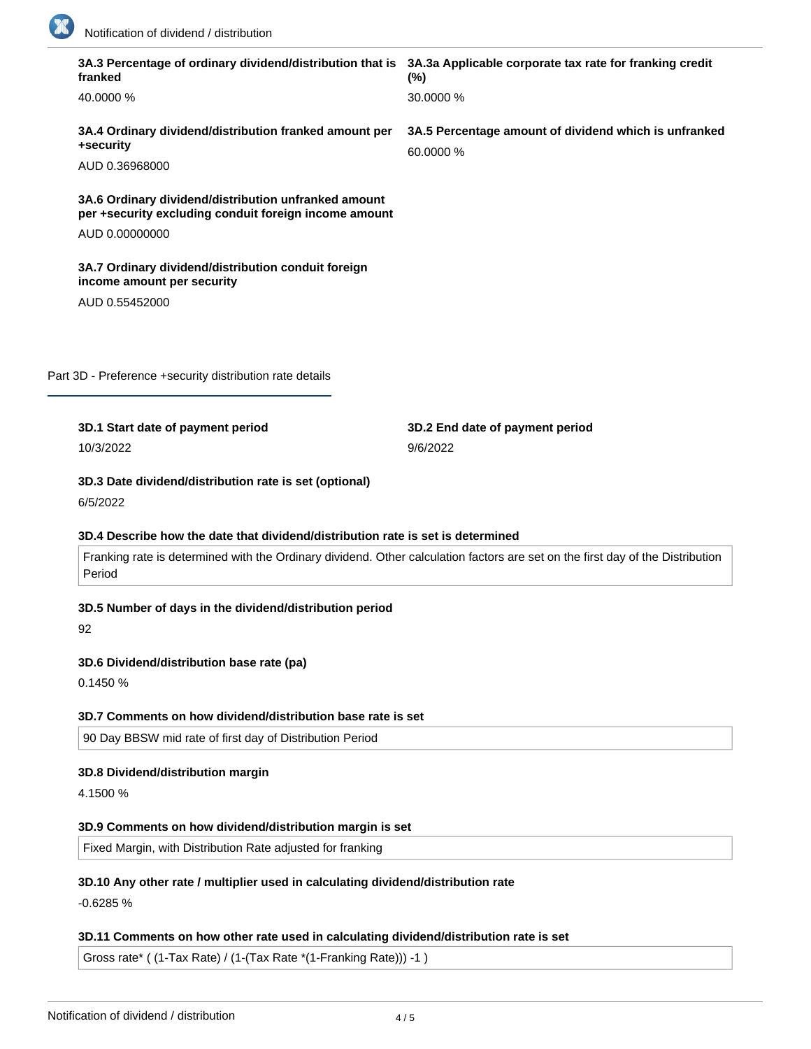**3A.3 Percentage of ordinary dividend/distribution that is franked**

40.0000 %

**3A.3a Applicable corporate tax rate for franking credit (%)**

30.0000 %

**3A.4 Ordinary dividend/distribution franked amount per +security**

AUD 0.36968000

**3A.5 Percentage amount of dividend which is unfranked**

60.0000 %

**3A.6 Ordinary dividend/distribution unfranked amount per +security excluding conduit foreign income amount**

AUD 0.00000000

**3A.7 Ordinary dividend/distribution conduit foreign income amount per security**

AUD 0.55452000

## Part 3D - Preference +security distribution rate details

**3D.1 Start date of payment period**

10/3/2022

**3D.2 End date of payment period**

9/6/2022

**3D.3 Date dividend/distribution rate is set (optional)**

6/5/2022

**3D.4 Describe how the date that dividend/distribution rate is set is determined**

Franking rate is determined with the Ordinary dividend. Other calculation factors are set on the first day of the Distribution Period

**3D.5 Number of days in the dividend/distribution period**

92

**3D.6 Dividend/distribution base rate (pa)**

0.1450 %

**3D.7 Comments on how dividend/distribution base rate is set**

90 Day BBSW mid rate of first day of Distribution Period

**3D.8 Dividend/distribution margin**

4.1500 %

**3D.9 Comments on how dividend/distribution margin is set**

Fixed Margin, with Distribution Rate adjusted for franking

**3D.10 Any other rate / multiplier used in calculating dividend/distribution rate**

-0.6285 %

**3D.11 Comments on how other rate used in calculating dividend/distribution rate is set**

Gross rate* ( (1-Tax Rate) / (1-(Tax Rate *(1-Franking Rate))) -1 )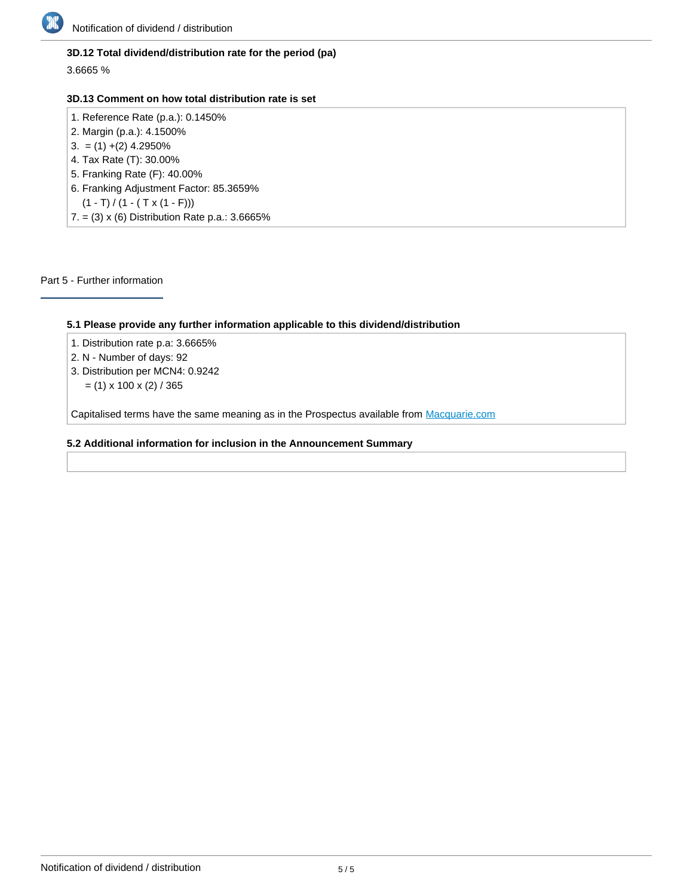### 3D.12 Total dividend/distribution rate for the period (pa)

3.6665 %

### 3D.13 Comment on how total distribution rate is set

1. Reference Rate (p.a.): 0.1450%
2. Margin (p.a.): 4.1500%
3. = (1) +(2) 4.2950%
4. Tax Rate (T): 30.00%
5. Franking Rate (F): 40.00%
6. Franking Adjustment Factor: 85.3659%
   (1 - T) / (1 - ( T x (1 - F)))
7. = (3) x (6) Distribution Rate p.a.: 3.6665%

## Part 5 - Further information

### 5.1 Please provide any further information applicable to this dividend/distribution

1. Distribution rate p.a: 3.6665%
2. N - Number of days: 92
3. Distribution per MCN4: 0.9242
   = (1) x 100 x (2) / 365

Capitalised terms have the same meaning as in the Prospectus available from [Macquarie.com](Macquarie.com)

### 5.2 Additional information for inclusion in the Announcement Summary